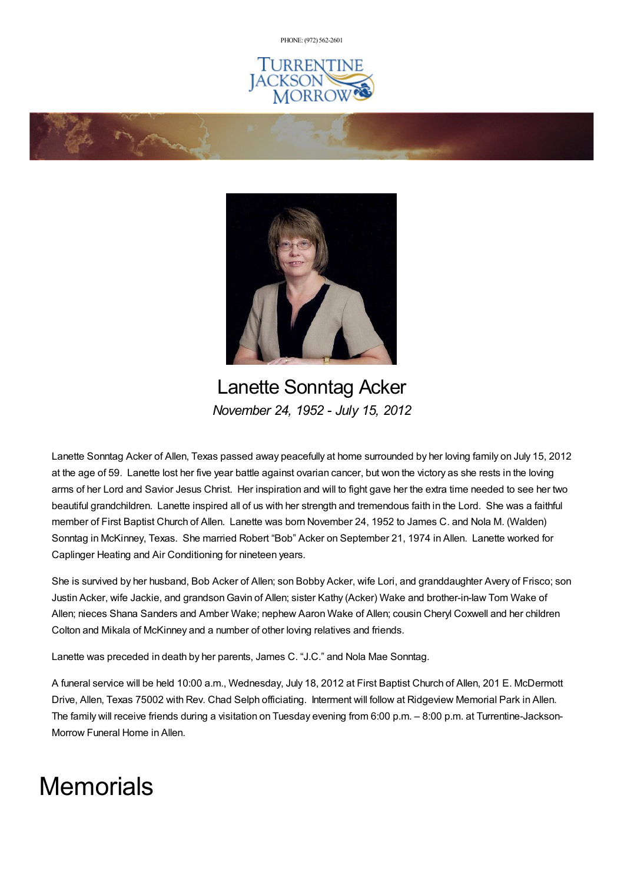PHONE: (972) 562-2601

# Lanette Sonntag Acker

*November 24, 1952 - July 15, 2012*

Lanette Sonntag Acker of Allen, Texas passed away peacefully at home surrounded by her loving family on July 15, 2012 at the age of 59. Lanette lost her five year battle against ovarian cancer, but won the victory as she rests in the loving arms of her Lord and Savior Jesus Christ. Her inspiration and will to fight gave her the extra time needed to see her two beautiful grandchildren. Lanette inspired all of us with her strength and tremendous faith in the Lord. She was a faithful member of First Baptist Church of Allen. Lanette was born November 24, 1952 to James C. and Nola M. (Walden) Sonntag in McKinney, Texas. She married Robert "Bob" Acker on September 21, 1974 in Allen. Lanette worked for Caplinger Heating and Air Conditioning for nineteen years.

She is survived by her husband, Bob Acker of Allen; son Bobby Acker, wife Lori, and granddaughter Avery of Frisco; son Justin Acker, wife Jackie, and grandson Gavin of Allen; sister Kathy (Acker) Wake and brother-in-law Tom Wake of Allen; nieces Shana Sanders and Amber Wake; nephew Aaron Wake of Allen; cousin Cheryl Coxwell and her children Colton and Mikala of McKinney and a number of other loving relatives and friends.

Lanette was preceded in death by her parents, James C. "J.C." and Nola Mae Sonntag.

A funeral service will be held 10:00 a.m., Wednesday, July 18, 2012 at First Baptist Church of Allen, 201 E. McDermott Drive, Allen, Texas 75002 with Rev. Chad Selph officiating. Interment will follow at Ridgeview Memorial Park in Allen. The family will receive friends during a visitation on Tuesday evening from 6:00 p.m. – 8:00 p.m. at Turrentine-Jackson-Morrow Funeral Home in Allen.

# Memorials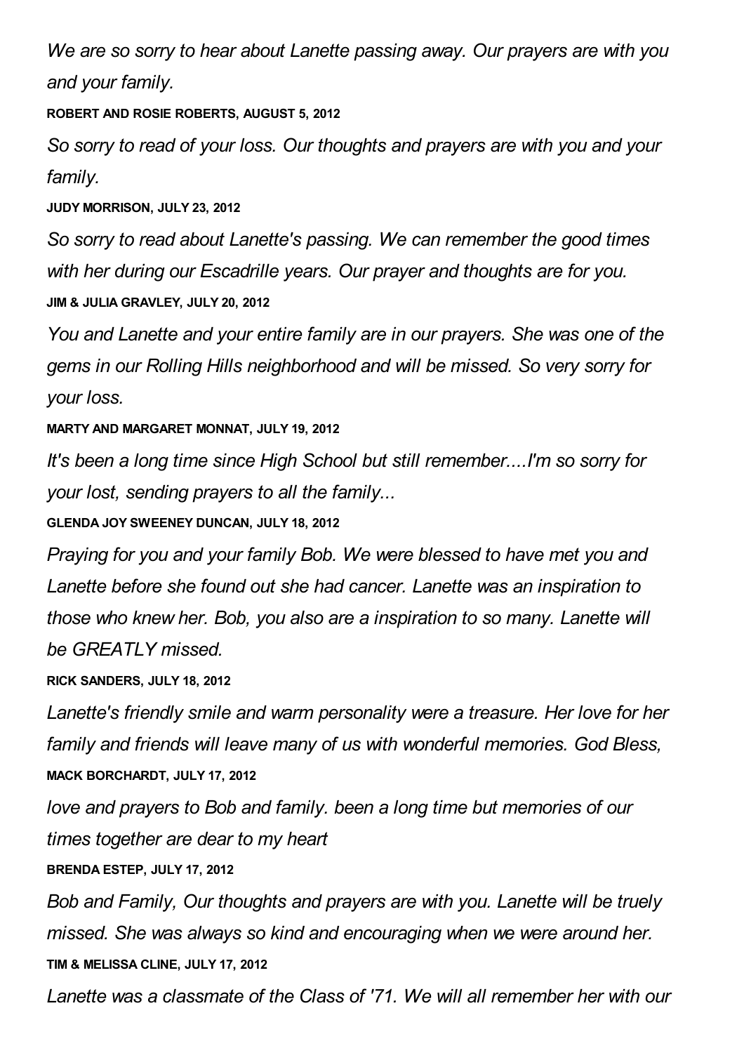*We are so sorry to hear about Lanette passing away. Our prayers are with you and your family.*

**ROBERT AND ROSIE ROBERTS, AUGUST 5, 2012**

*So sorry to read of your loss. Our thoughts and prayers are with you and your family.*

**JUDY MORRISON, JULY 23, 2012**

*So sorry to read about Lanette's passing. We can remember the good times with her during our Escadrille years. Our prayer and thoughts are for you.*

**JIM & JULIA GRAVLEY, JULY 20, 2012**

*You and Lanette and your entire family are in our prayers. She was one of the gems in our Rolling Hills neighborhood and will be missed. So very sorry for your loss.*

**MARTY AND MARGARET MONNAT, JULY 19, 2012**

*It's been a long time since High School but still remember....I'm so sorry for your lost, sending prayers to all the family...*

**GLENDA JOY SWEENEY DUNCAN, JULY 18, 2012**

*Praying for you and your family Bob. We were blessed to have met you and Lanette before she found out she had cancer. Lanette was an inspiration to those who knew her. Bob, you also are a inspiration to so many. Lanette will be GREATLY missed.*

**RICK SANDERS, JULY 18, 2012**

*Lanette's friendly smile and warm personality were a treasure. Her love for her family and friends will leave many of us with wonderful memories. God Bless,*

**MACK BORCHARDT, JULY 17, 2012**

*love and prayers to Bob and family. been a long time but memories of our times together are dear to my heart*

**BRENDA ESTEP, JULY 17, 2012**

*Bob and Family, Our thoughts and prayers are with you. Lanette will be truely missed. She was always so kind and encouraging when we were around her.*

**TIM & MELISSA CLINE, JULY 17, 2012**

*Lanette was a classmate of the Class of '71. We will all remember her with our*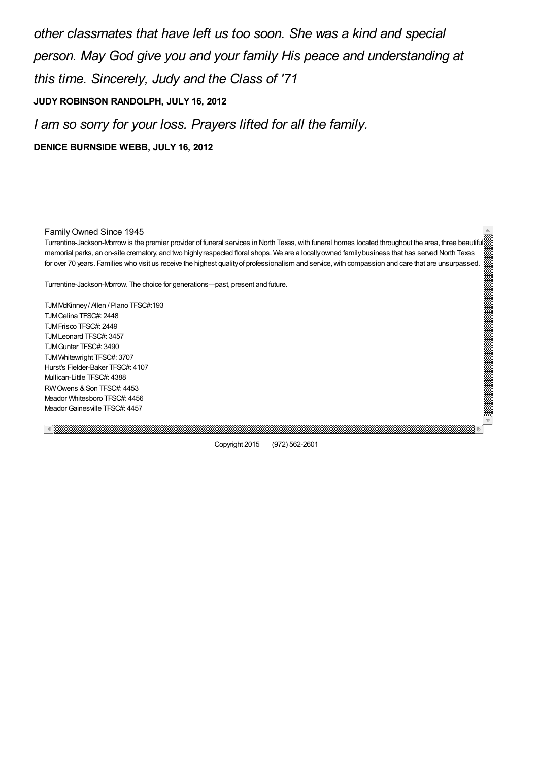*other classmates that have left us too soon. She was a kind and special person. May God give you and your family His peace and understanding at this time. Sincerely, Judy and the Class of '71*

**JUDY ROBINSON RANDOLPH, JULY 16, 2012**

*I am so sorry for your loss. Prayers lifted for all the family.*

**DENICE BURNSIDE WEBB, JULY 16, 2012**

Family Owned Since 1945

Turrentine-Jackson-Morrow is the premier provider of funeral services in North Texas, with funeral homes located throughout the area, three beautiful memorial parks, an on-site crematory, and two highly respected floral shops. We are a locally owned family business that has served North Texas for over 70 years. Families who visit us receive the highest quality of professionalism and service, with compassion and care that are unsurpassed.

Turrentine-Jackson-Morrow. The choice for generations—past, present and future.

TJM McKinney / Allen / Plano TFSC#:193
TJM Celina TFSC#: 2448
TJM Frisco TFSC#: 2449
TJM Leonard TFSC#: 3457
TJM Gunter TFSC#: 3490
TJM Whitewright TFSC#: 3707
Hurst's Fielder-Baker TFSC#: 4107
Mullican-Little TFSC#: 4388
RW Owens & Son TFSC#: 4453
Meador Whitesboro TFSC#: 4456
Meador Gainesville TFSC#: 4457

Copyright 2015 (972) 562-2601